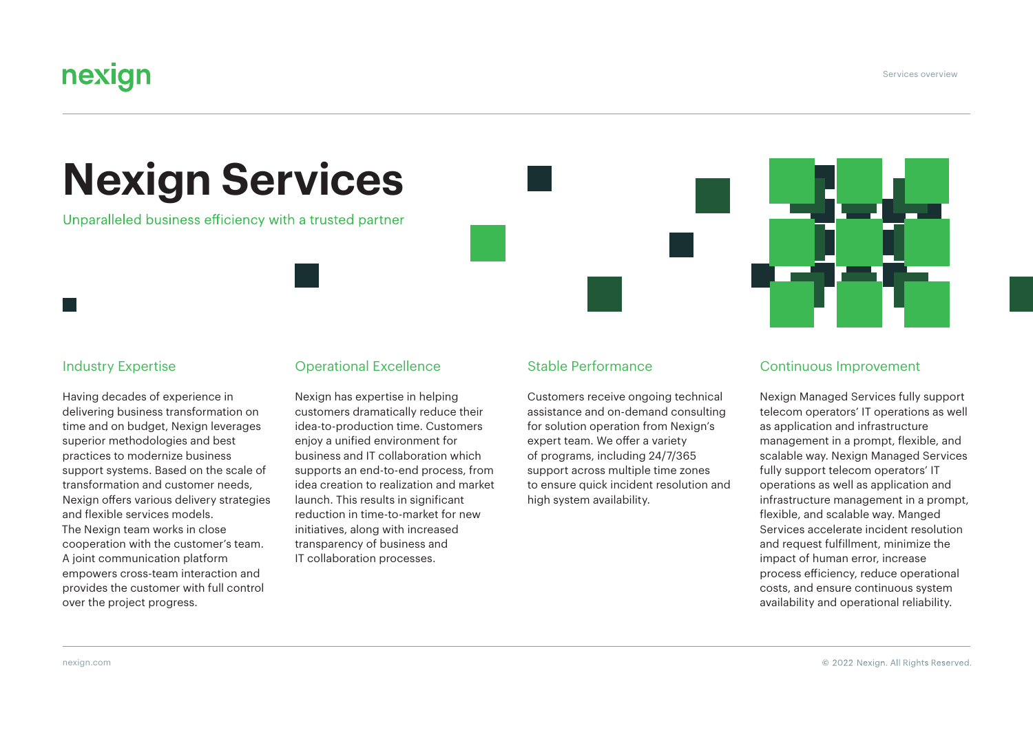# Nexign Services

Unparalleled business efficiency with a trusted partner

## Industry Expertise

Having decades of experience in delivering business transformation on time and on budget, Nexign leverages superior methodologies and best practices to modernize business support systems. Based on the scale of transformation and customer needs, Nexign offers various delivery strategies and flexible services models.
The Nexign team works in close cooperation with the customer's team. A joint communication platform empowers cross-team interaction and provides the customer with full control over the project progress.

## Operational Excellence

Nexign has expertise in helping customers dramatically reduce their idea-to-production time. Customers enjoy a unified environment for business and IT collaboration which supports an end-to-end process, from idea creation to realization and market launch. This results in significant reduction in time-to-market for new initiatives, along with increased transparency of business and IT collaboration processes.

## Stable Performance

Customers receive ongoing technical assistance and on-demand consulting for solution operation from Nexign's expert team. We offer a variety of programs, including 24/7/365 support across multiple time zones to ensure quick incident resolution and high system availability.

## Continuous Improvement

Nexign Managed Services fully support telecom operators' IT operations as well as application and infrastructure management in a prompt, flexible, and scalable way. Nexign Managed Services fully support telecom operators' IT operations as well as application and infrastructure management in a prompt, flexible, and scalable way. Manged Services accelerate incident resolution and request fulfillment, minimize the impact of human error, increase process efficiency, reduce operational costs, and ensure continuous system availability and operational reliability.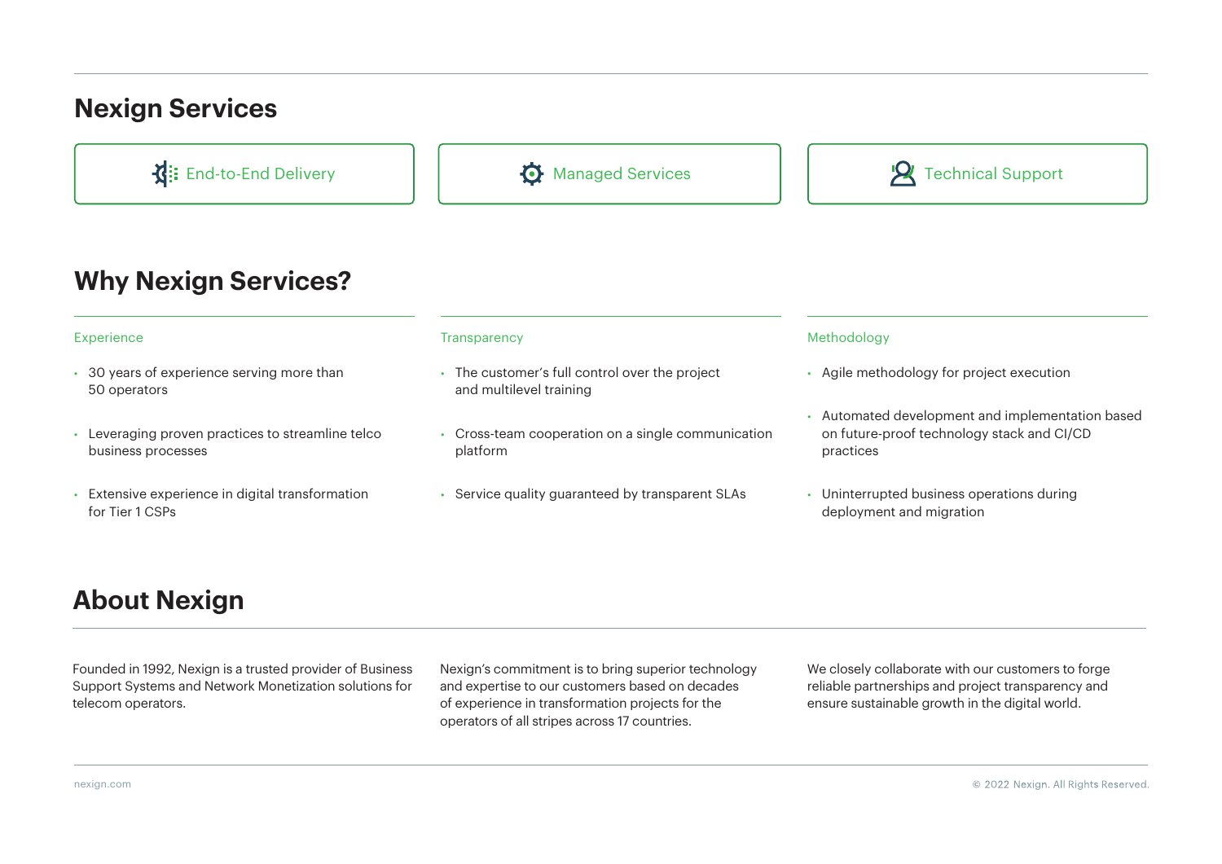## Nexign Services

- End-to-End Delivery
- Managed Services
- Technical Support

## Why Nexign Services?

### Experience

- 30 years of experience serving more than 50 operators
- Leveraging proven practices to streamline telco business processes
- Extensive experience in digital transformation for Tier 1 CSPs

### Transparency

- The customer's full control over the project and multilevel training
- Cross-team cooperation on a single communication platform
- Service quality guaranteed by transparent SLAs

### Methodology

- Agile methodology for project execution
- Automated development and implementation based on future-proof technology stack and CI/CD practices
- Uninterrupted business operations during deployment and migration

## About Nexign

Founded in 1992, Nexign is a trusted provider of Business Support Systems and Network Monetization solutions for telecom operators.

Nexign's commitment is to bring superior technology and expertise to our customers based on decades of experience in transformation projects for the operators of all stripes across 17 countries.

We closely collaborate with our customers to forge reliable partnerships and project transparency and ensure sustainable growth in the digital world.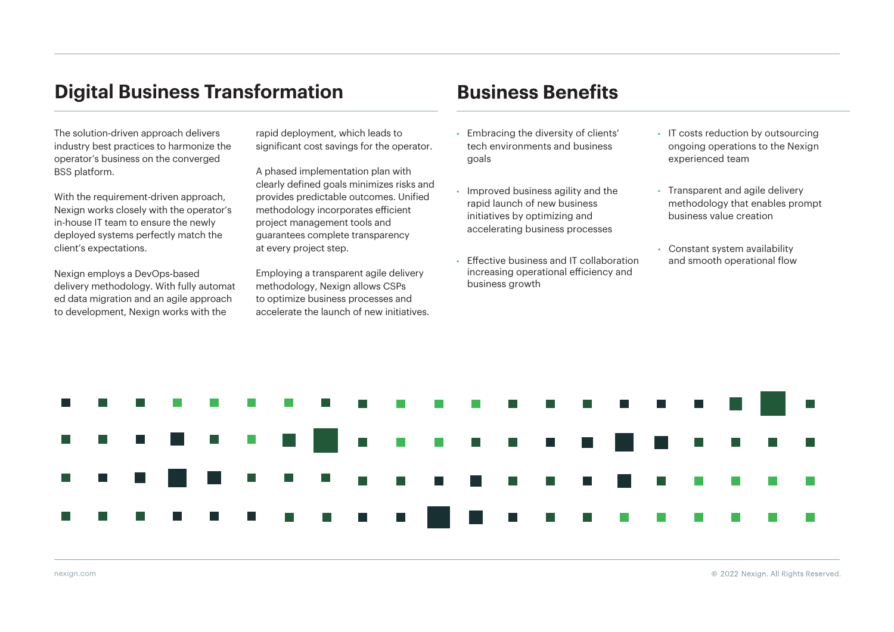## Digital Business Transformation

The solution-driven approach delivers industry best practices to harmonize the operator's business on the converged BSS platform.

With the requirement-driven approach, Nexign works closely with the operator's in-house IT team to ensure the newly deployed systems perfectly match the client's expectations.

Nexign employs a DevOps-based delivery methodology. With fully automated data migration and an agile approach to development, Nexign works with the rapid deployment, which leads to significant cost savings for the operator.

A phased implementation plan with clearly defined goals minimizes risks and provides predictable outcomes. Unified methodology incorporates efficient project management tools and guarantees complete transparency at every project step.

Employing a transparent agile delivery methodology, Nexign allows CSPs to optimize business processes and accelerate the launch of new initiatives.

## Business Benefits

- Embracing the diversity of clients' tech environments and business goals
- Improved business agility and the rapid launch of new business initiatives by optimizing and accelerating business processes
- Effective business and IT collaboration increasing operational efficiency and business growth
- IT costs reduction by outsourcing ongoing operations to the Nexign experienced team
- Transparent and agile delivery methodology that enables prompt business value creation
- Constant system availability and smooth operational flow

nexign.com

© 2022 Nexign. All Rights Reserved.